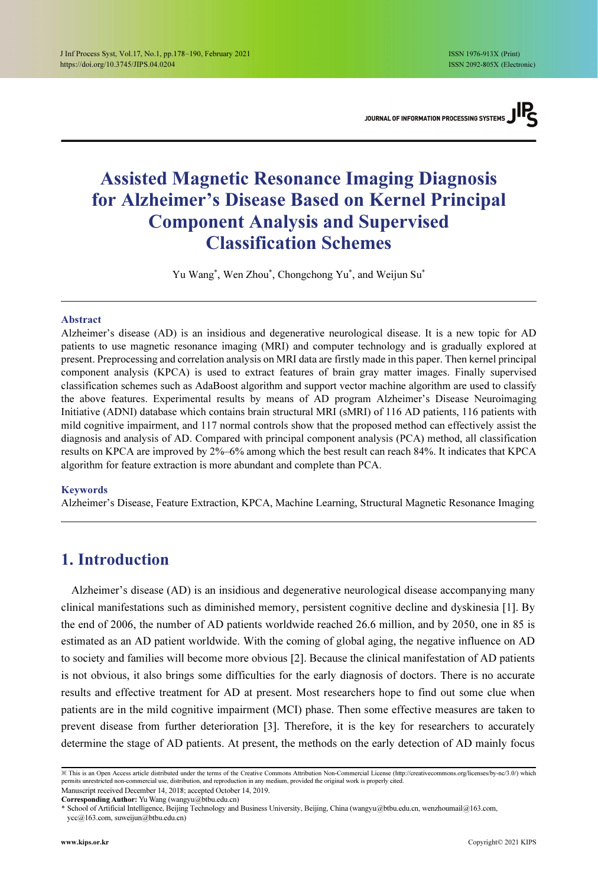# Assisted Magnetic Resonance Imaging Diagnosis for Alzheimer's Disease Based on Kernel Principal Component Analysis and Supervised Classification Schemes

Yu Wang*, Wen Zhou*, Chongchong Yu*, and Weijun Su*

### Abstract

Alzheimer's disease (AD) is an insidious and degenerative neurological disease. It is a new topic for AD patients to use magnetic resonance imaging (MRI) and computer technology and is gradually explored at present. Preprocessing and correlation analysis on MRI data are firstly made in this paper. Then kernel principal component analysis (KPCA) is used to extract features of brain gray matter images. Finally supervised classification schemes such as AdaBoost algorithm and support vector machine algorithm are used to classify the above features. Experimental results by means of AD program Alzheimer's Disease Neuroimaging Initiative (ADNI) database which contains brain structural MRI (sMRI) of 116 AD patients, 116 patients with mild cognitive impairment, and 117 normal controls show that the proposed method can effectively assist the diagnosis and analysis of AD. Compared with principal component analysis (PCA) method, all classification results on KPCA are improved by 2%–6% among which the best result can reach 84%. It indicates that KPCA algorithm for feature extraction is more abundant and complete than PCA.

### Keywords

Alzheimer's Disease, Feature Extraction, KPCA, Machine Learning, Structural Magnetic Resonance Imaging

## 1. Introduction

Alzheimer's disease (AD) is an insidious and degenerative neurological disease accompanying many clinical manifestations such as diminished memory, persistent cognitive decline and dyskinesia [1]. By the end of 2006, the number of AD patients worldwide reached 26.6 million, and by 2050, one in 85 is estimated as an AD patient worldwide. With the coming of global aging, the negative influence on AD to society and families will become more obvious [2]. Because the clinical manifestation of AD patients is not obvious, it also brings some difficulties for the early diagnosis of doctors. There is no accurate results and effective treatment for AD at present. Most researchers hope to find out some clue when patients are in the mild cognitive impairment (MCI) phase. Then some effective measures are taken to prevent disease from further deterioration [3]. Therefore, it is the key for researchers to accurately determine the stage of AD patients. At present, the methods on the early detection of AD mainly focus

---

※ This is an Open Access article distributed under the terms of the Creative Commons Attribution Non-Commercial License (http://creativecommons.org/licenses/by-nc/3.0/) which permits unrestricted non-commercial use, distribution, and reproduction in any medium, provided the original work is properly cited.

Manuscript received December 14, 2018; accepted October 14, 2019.

**Corresponding Author:** Yu Wang (wangyu@btbu.edu.cn)

\* School of Artificial Intelligence, Beijing Technology and Business University, Beijing, China (wangyu@btbu.edu.cn, wenzhoumail@163.com, ycc@163.com, suweijun@btbu.edu.cn)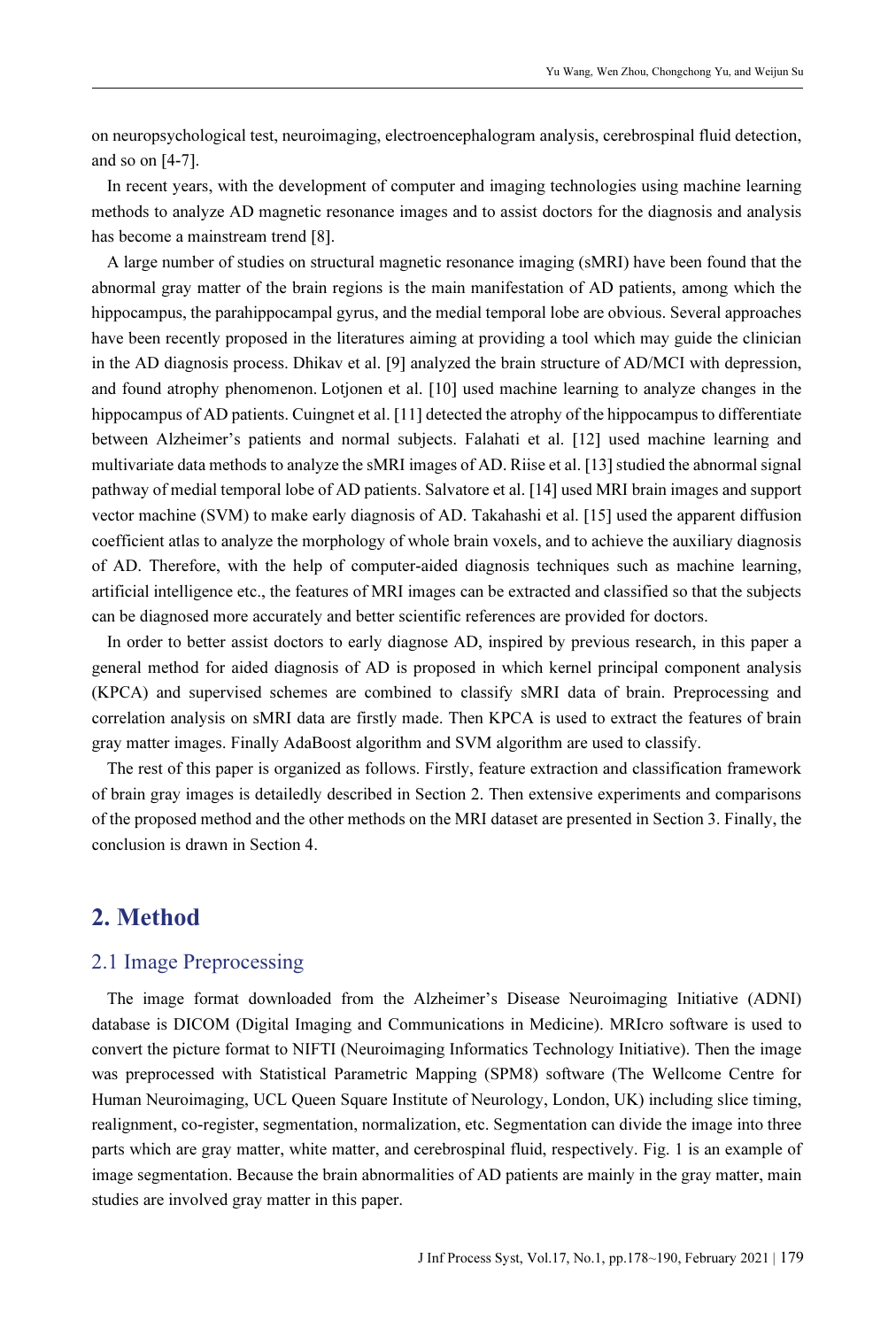on neuropsychological test, neuroimaging, electroencephalogram analysis, cerebrospinal fluid detection, and so on [4-7].

In recent years, with the development of computer and imaging technologies using machine learning methods to analyze AD magnetic resonance images and to assist doctors for the diagnosis and analysis has become a mainstream trend [8].

A large number of studies on structural magnetic resonance imaging (sMRI) have been found that the abnormal gray matter of the brain regions is the main manifestation of AD patients, among which the hippocampus, the parahippocampal gyrus, and the medial temporal lobe are obvious. Several approaches have been recently proposed in the literatures aiming at providing a tool which may guide the clinician in the AD diagnosis process. Dhikav et al. [9] analyzed the brain structure of AD/MCI with depression, and found atrophy phenomenon. Lotjonen et al. [10] used machine learning to analyze changes in the hippocampus of AD patients. Cuingnet et al. [11] detected the atrophy of the hippocampus to differentiate between Alzheimer's patients and normal subjects. Falahati et al. [12] used machine learning and multivariate data methods to analyze the sMRI images of AD. Riise et al. [13] studied the abnormal signal pathway of medial temporal lobe of AD patients. Salvatore et al. [14] used MRI brain images and support vector machine (SVM) to make early diagnosis of AD. Takahashi et al. [15] used the apparent diffusion coefficient atlas to analyze the morphology of whole brain voxels, and to achieve the auxiliary diagnosis of AD. Therefore, with the help of computer-aided diagnosis techniques such as machine learning, artificial intelligence etc., the features of MRI images can be extracted and classified so that the subjects can be diagnosed more accurately and better scientific references are provided for doctors.

In order to better assist doctors to early diagnose AD, inspired by previous research, in this paper a general method for aided diagnosis of AD is proposed in which kernel principal component analysis (KPCA) and supervised schemes are combined to classify sMRI data of brain. Preprocessing and correlation analysis on sMRI data are firstly made. Then KPCA is used to extract the features of brain gray matter images. Finally AdaBoost algorithm and SVM algorithm are used to classify.

The rest of this paper is organized as follows. Firstly, feature extraction and classification framework of brain gray images is detailedly described in Section 2. Then extensive experiments and comparisons of the proposed method and the other methods on the MRI dataset are presented in Section 3. Finally, the conclusion is drawn in Section 4.

## 2. Method

### 2.1 Image Preprocessing

The image format downloaded from the Alzheimer's Disease Neuroimaging Initiative (ADNI) database is DICOM (Digital Imaging and Communications in Medicine). MRIcro software is used to convert the picture format to NIFTI (Neuroimaging Informatics Technology Initiative). Then the image was preprocessed with Statistical Parametric Mapping (SPM8) software (The Wellcome Centre for Human Neuroimaging, UCL Queen Square Institute of Neurology, London, UK) including slice timing, realignment, co-register, segmentation, normalization, etc. Segmentation can divide the image into three parts which are gray matter, white matter, and cerebrospinal fluid, respectively. Fig. 1 is an example of image segmentation. Because the brain abnormalities of AD patients are mainly in the gray matter, main studies are involved gray matter in this paper.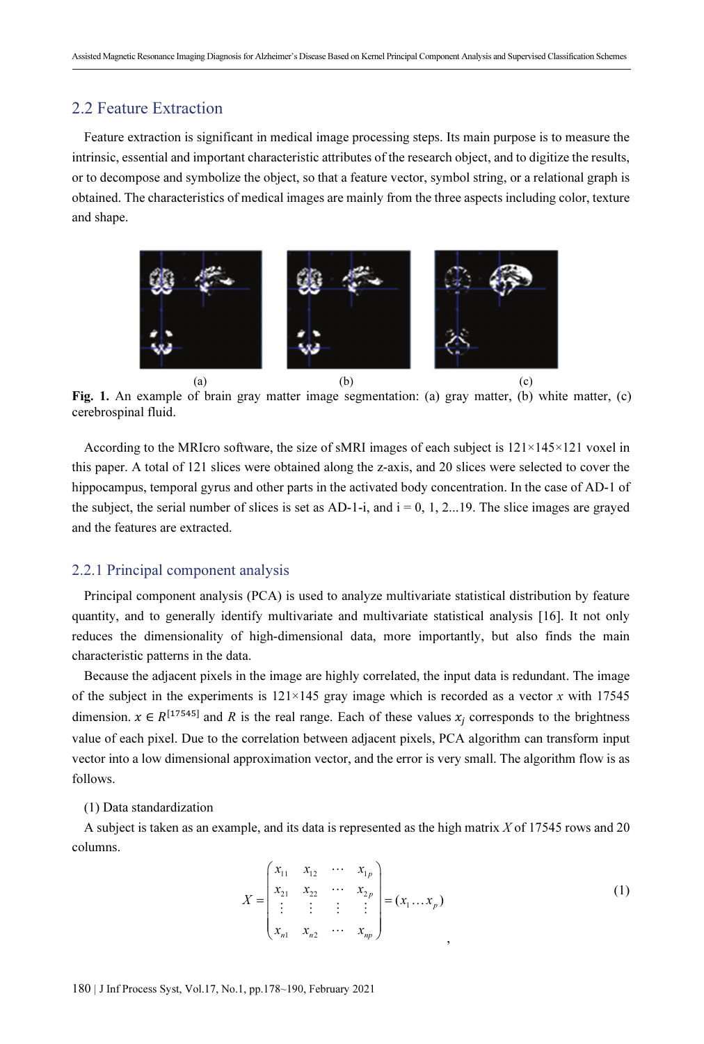## 2.2 Feature Extraction

Feature extraction is significant in medical image processing steps. Its main purpose is to measure the intrinsic, essential and important characteristic attributes of the research object, and to digitize the results, or to decompose and symbolize the object, so that a feature vector, symbol string, or a relational graph is obtained. The characteristics of medical images are mainly from the three aspects including color, texture and shape.

(a) (b) (c)

**Fig. 1.** An example of brain gray matter image segmentation: (a) gray matter, (b) white matter, (c) cerebrospinal fluid.

According to the MRIcro software, the size of sMRI images of each subject is 121×145×121 voxel in this paper. A total of 121 slices were obtained along the z-axis, and 20 slices were selected to cover the hippocampus, temporal gyrus and other parts in the activated body concentration. In the case of AD-1 of the subject, the serial number of slices is set as AD-1-i, and i = 0, 1, 2...19. The slice images are grayed and the features are extracted.

### 2.2.1 Principal component analysis

Principal component analysis (PCA) is used to analyze multivariate statistical distribution by feature quantity, and to generally identify multivariate and multivariate statistical analysis [16]. It not only reduces the dimensionality of high-dimensional data, more importantly, but also finds the main characteristic patterns in the data.

Because the adjacent pixels in the image are highly correlated, the input data is redundant. The image of the subject in the experiments is 121×145 gray image which is recorded as a vector $x$ with 17545 dimension. $x \in R^{[17545]}$ and $R$ is the real range. Each of these values $x_j$ corresponds to the brightness value of each pixel. Due to the correlation between adjacent pixels, PCA algorithm can transform input vector into a low dimensional approximation vector, and the error is very small. The algorithm flow is as follows.

(1) Data standardization

A subject is taken as an example, and its data is represented as the high matrix $X$ of 17545 rows and 20 columns.

$$X = \begin{pmatrix} x_{11} & x_{12} & \cdots & x_{1p} \\ x_{21} & x_{22} & \cdots & x_{2p} \\ \vdots & \vdots & \vdots & \vdots \\ x_{n1} & x_{n2} & \cdots & x_{np} \end{pmatrix} = (x_1 \ldots x_p) \tag{1}$$

,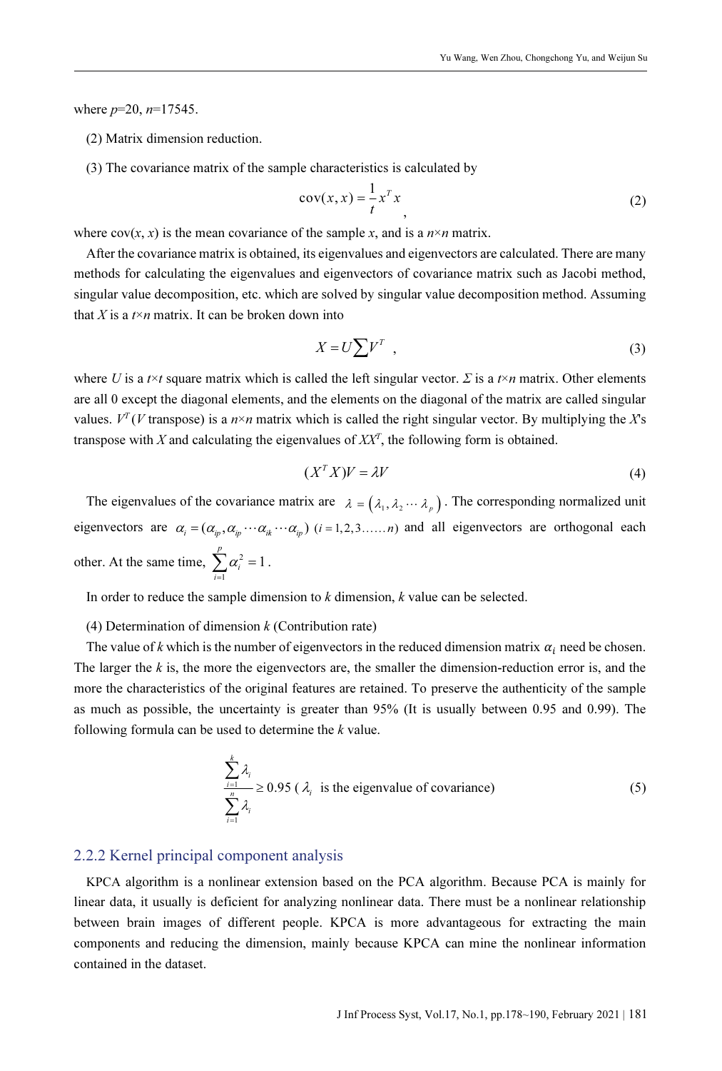where $p$=20, $n$=17545.

(2) Matrix dimension reduction.

(3) The covariance matrix of the sample characteristics is calculated by

$$\operatorname{cov}(x,x) = \frac{1}{t}x^T x \quad , \tag{2}$$

where cov($x$, $x$) is the mean covariance of the sample $x$, and is a $n$×$n$ matrix.

After the covariance matrix is obtained, its eigenvalues and eigenvectors are calculated. There are many methods for calculating the eigenvalues and eigenvectors of covariance matrix such as Jacobi method, singular value decomposition, etc. which are solved by singular value decomposition method. Assuming that $X$ is a $t$×$n$ matrix. It can be broken down into

$$X = U\sum V^T \quad , \tag{3}$$

where $U$ is a $t$×$t$ square matrix which is called the left singular vector. $\Sigma$ is a $t$×$n$ matrix. Other elements are all 0 except the diagonal elements, and the elements on the diagonal of the matrix are called singular values. $V^T$ ($V$ transpose) is a $n$×$n$ matrix which is called the right singular vector. By multiplying the $X$'s transpose with $X$ and calculating the eigenvalues of $XX^T$, the following form is obtained.

$$(X^T X)V = \lambda V \tag{4}$$

The eigenvalues of the covariance matrix are $\lambda = (\lambda_1, \lambda_2 \cdots \lambda_p)$. The corresponding normalized unit eigenvectors are $\alpha_i = (\alpha_{ip}, \alpha_{ip} \cdots \alpha_{ik} \cdots \alpha_{ip})$ $(i = 1,2,3\ldots\ldots n)$ and all eigenvectors are orthogonal each other. At the same time, $\sum_{i=1}^{p} \alpha_i^2 = 1$.

In order to reduce the sample dimension to $k$ dimension, $k$ value can be selected.

(4) Determination of dimension $k$ (Contribution rate)

The value of $k$ which is the number of eigenvectors in the reduced dimension matrix $\alpha_i$ need be chosen. The larger the $k$ is, the more the eigenvectors are, the smaller the dimension-reduction error is, and the more the characteristics of the original features are retained. To preserve the authenticity of the sample as much as possible, the uncertainty is greater than 95% (It is usually between 0.95 and 0.99). The following formula can be used to determine the $k$ value.

$$\frac{\sum_{i=1}^{k} \lambda_i}{\sum_{i=1}^{n} \lambda_i} \geq 0.95 \text{ (} \lambda_i \text{ is the eigenvalue of covariance)} \tag{5}$$

### 2.2.2 Kernel principal component analysis

KPCA algorithm is a nonlinear extension based on the PCA algorithm. Because PCA is mainly for linear data, it usually is deficient for analyzing nonlinear data. There must be a nonlinear relationship between brain images of different people. KPCA is more advantageous for extracting the main components and reducing the dimension, mainly because KPCA can mine the nonlinear information contained in the dataset.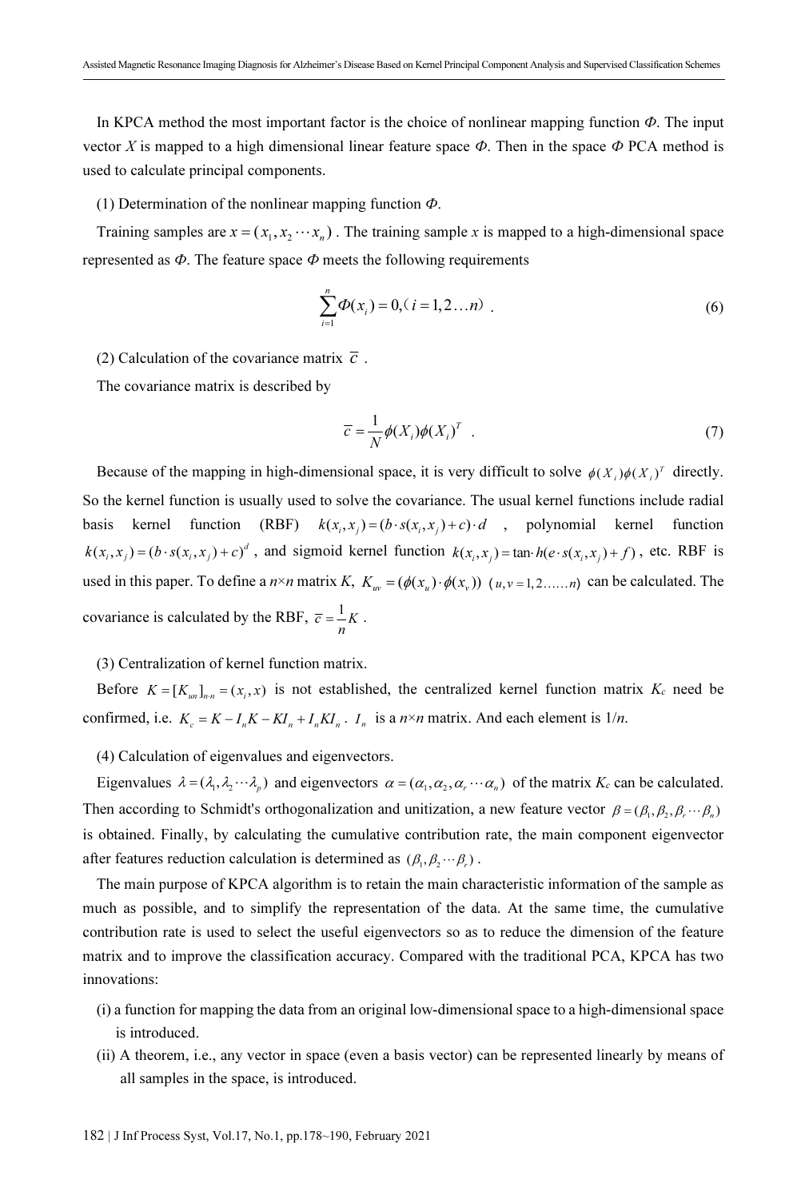In KPCA method the most important factor is the choice of nonlinear mapping function $\Phi$. The input vector $X$ is mapped to a high dimensional linear feature space $\Phi$. Then in the space $\Phi$ PCA method is used to calculate principal components.

(1) Determination of the nonlinear mapping function $\Phi$.

Training samples are $x = (x_1, x_2 \cdots x_n)$ . The training sample $x$ is mapped to a high-dimensional space represented as $\Phi$. The feature space $\Phi$ meets the following requirements

$$\sum_{i=1}^{n} \Phi(x_i) = 0,（i = 1, 2 \ldots n） . \tag{6}$$

(2) Calculation of the covariance matrix $\overline{c}$ .

The covariance matrix is described by

$$\overline{c} = \frac{1}{N} \phi(X_i) \phi(X_i)^T \ . \tag{7}$$

Because of the mapping in high-dimensional space, it is very difficult to solve $\phi(X_i)\phi(X_i)^T$ directly. So the kernel function is usually used to solve the covariance. The usual kernel functions include radial basis kernel function (RBF) $k(x_i, x_j) = (b \cdot s(x_i, x_j) + c) \cdot d$ , polynomial kernel function $k(x_i, x_j) = (b \cdot s(x_i, x_j) + c)^d$ , and sigmoid kernel function $k(x_i, x_j) = \tan \cdot h(e \cdot s(x_i, x_j) + f)$ , etc. RBF is used in this paper. To define a $n \times n$ matrix $K$, $K_{uv} = (\phi(x_u) \cdot \phi(x_v))$ $(u, v = 1, 2 \ldots\ldots n)$ can be calculated. The covariance is calculated by the RBF, $\overline{c} = \frac{1}{n} K$ .

(3) Centralization of kernel function matrix.

Before $K = [K_{un}]_{n \cdot n} = (x_i, x)$ is not established, the centralized kernel function matrix $K_c$ need be confirmed, i.e. $K_c = K - I_n K - K I_n + I_n K I_n$ . $I_n$ is a $n \times n$ matrix. And each element is $1/n$.

(4) Calculation of eigenvalues and eigenvectors.

Eigenvalues $\lambda = (\lambda_1, \lambda_2 \cdots \lambda_p)$ and eigenvectors $\alpha = (\alpha_1, \alpha_2, \alpha_r \cdots \alpha_n)$ of the matrix $K_c$ can be calculated. Then according to Schmidt's orthogonalization and unitization, a new feature vector $\beta = (\beta_1, \beta_2, \beta_r \cdots \beta_n)$ is obtained. Finally, by calculating the cumulative contribution rate, the main component eigenvector after features reduction calculation is determined as $(\beta_1, \beta_2 \cdots \beta_r)$ .

The main purpose of KPCA algorithm is to retain the main characteristic information of the sample as much as possible, and to simplify the representation of the data. At the same time, the cumulative contribution rate is used to select the useful eigenvectors so as to reduce the dimension of the feature matrix and to improve the classification accuracy. Compared with the traditional PCA, KPCA has two innovations:

(i) a function for mapping the data from an original low-dimensional space to a high-dimensional space is introduced.

(ii) A theorem, i.e., any vector in space (even a basis vector) can be represented linearly by means of all samples in the space, is introduced.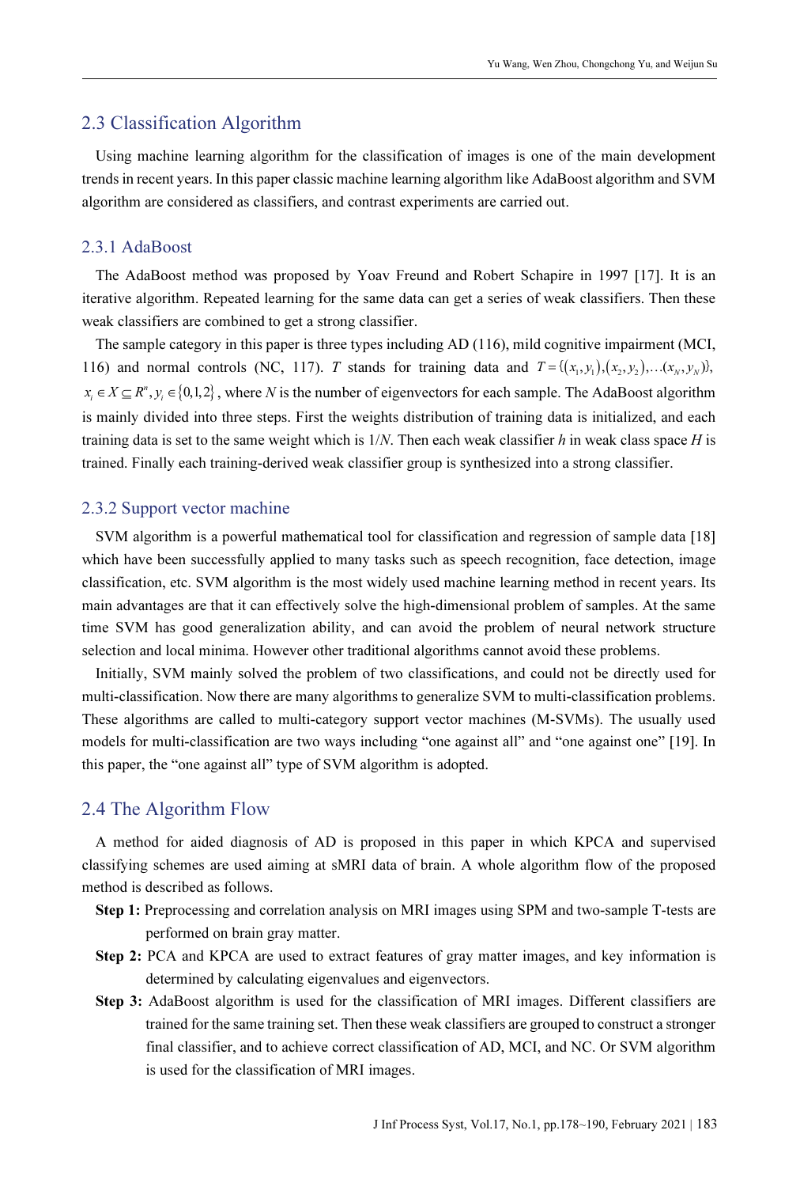## 2.3 Classification Algorithm

Using machine learning algorithm for the classification of images is one of the main development trends in recent years. In this paper classic machine learning algorithm like AdaBoost algorithm and SVM algorithm are considered as classifiers, and contrast experiments are carried out.

### 2.3.1 AdaBoost

The AdaBoost method was proposed by Yoav Freund and Robert Schapire in 1997 [17]. It is an iterative algorithm. Repeated learning for the same data can get a series of weak classifiers. Then these weak classifiers are combined to get a strong classifier.

The sample category in this paper is three types including AD (116), mild cognitive impairment (MCI, 116) and normal controls (NC, 117). $T$ stands for training data and $T = \{(x_1, y_1), (x_2, y_2), \ldots (x_N, y_N)\}$, $x_i \in X \subseteq R^n, y_i \in \{0,1,2\}$, where $N$ is the number of eigenvectors for each sample. The AdaBoost algorithm is mainly divided into three steps. First the weights distribution of training data is initialized, and each training data is set to the same weight which is $1/N$. Then each weak classifier $h$ in weak class space $H$ is trained. Finally each training-derived weak classifier group is synthesized into a strong classifier.

### 2.3.2 Support vector machine

SVM algorithm is a powerful mathematical tool for classification and regression of sample data [18] which have been successfully applied to many tasks such as speech recognition, face detection, image classification, etc. SVM algorithm is the most widely used machine learning method in recent years. Its main advantages are that it can effectively solve the high-dimensional problem of samples. At the same time SVM has good generalization ability, and can avoid the problem of neural network structure selection and local minima. However other traditional algorithms cannot avoid these problems.

Initially, SVM mainly solved the problem of two classifications, and could not be directly used for multi-classification. Now there are many algorithms to generalize SVM to multi-classification problems. These algorithms are called to multi-category support vector machines (M-SVMs). The usually used models for multi-classification are two ways including "one against all" and "one against one" [19]. In this paper, the "one against all" type of SVM algorithm is adopted.

## 2.4 The Algorithm Flow

A method for aided diagnosis of AD is proposed in this paper in which KPCA and supervised classifying schemes are used aiming at sMRI data of brain. A whole algorithm flow of the proposed method is described as follows.

**Step 1:** Preprocessing and correlation analysis on MRI images using SPM and two-sample T-tests are performed on brain gray matter.

**Step 2:** PCA and KPCA are used to extract features of gray matter images, and key information is determined by calculating eigenvalues and eigenvectors.

**Step 3:** AdaBoost algorithm is used for the classification of MRI images. Different classifiers are trained for the same training set. Then these weak classifiers are grouped to construct a stronger final classifier, and to achieve correct classification of AD, MCI, and NC. Or SVM algorithm is used for the classification of MRI images.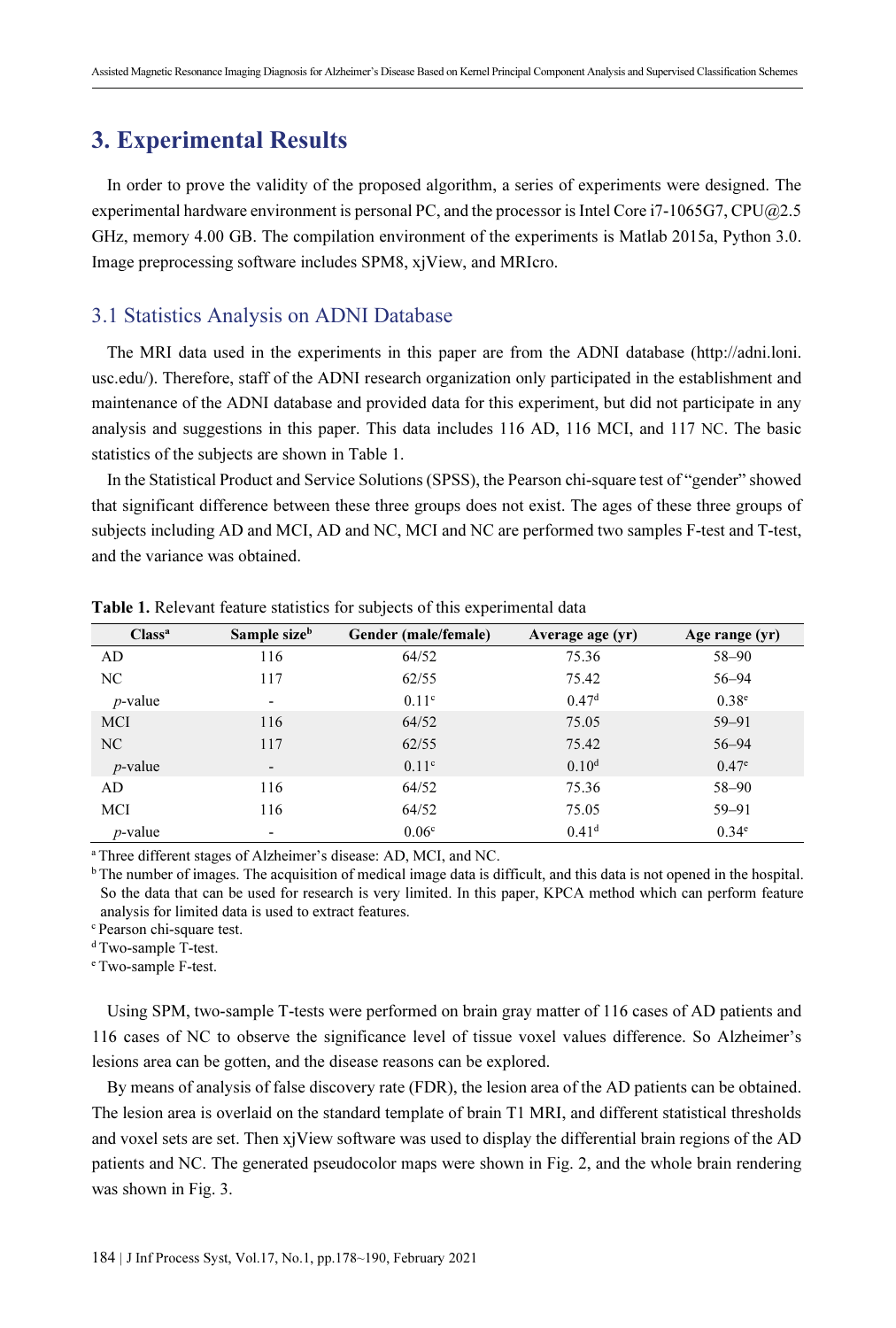## 3. Experimental Results

In order to prove the validity of the proposed algorithm, a series of experiments were designed. The experimental hardware environment is personal PC, and the processor is Intel Core i7-1065G7, CPU@2.5 GHz, memory 4.00 GB. The compilation environment of the experiments is Matlab 2015a, Python 3.0. Image preprocessing software includes SPM8, xjView, and MRIcro.

### 3.1 Statistics Analysis on ADNI Database

The MRI data used in the experiments in this paper are from the ADNI database (http://adni.loni.usc.edu/). Therefore, staff of the ADNI research organization only participated in the establishment and maintenance of the ADNI database and provided data for this experiment, but did not participate in any analysis and suggestions in this paper. This data includes 116 AD, 116 MCI, and 117 NC. The basic statistics of the subjects are shown in Table 1.

In the Statistical Product and Service Solutions (SPSS), the Pearson chi-square test of "gender" showed that significant difference between these three groups does not exist. The ages of these three groups of subjects including AD and MCI, AD and NC, MCI and NC are performed two samples F-test and T-test, and the variance was obtained.

**Table 1.** Relevant feature statistics for subjects of this experimental data

| Class[a] | Sample size[b] | Gender (male/female) | Average age (yr) | Age range (yr) |
|---|---|---|---|---|
| AD | 116 | 64/52 | 75.36 | 58–90 |
| NC | 117 | 62/55 | 75.42 | 56–94 |
| *p*-value | - | 0.11[c] | 0.47[d] | 0.38[e] |
| MCI | 116 | 64/52 | 75.05 | 59–91 |
| NC | 117 | 62/55 | 75.42 | 56–94 |
| *p*-value | - | 0.11[c] | 0.10[d] | 0.47[e] |
| AD | 116 | 64/52 | 75.36 | 58–90 |
| MCI | 116 | 64/52 | 75.05 | 59–91 |
| *p*-value | - | 0.06[c] | 0.41[d] | 0.34[e] |

[a] Three different stages of Alzheimer's disease: AD, MCI, and NC.
[b] The number of images. The acquisition of medical image data is difficult, and this data is not opened in the hospital. So the data that can be used for research is very limited. In this paper, KPCA method which can perform feature analysis for limited data is used to extract features.
[c] Pearson chi-square test.
[d] Two-sample T-test.
[e] Two-sample F-test.

Using SPM, two-sample T-tests were performed on brain gray matter of 116 cases of AD patients and 116 cases of NC to observe the significance level of tissue voxel values difference. So Alzheimer's lesions area can be gotten, and the disease reasons can be explored.

By means of analysis of false discovery rate (FDR), the lesion area of the AD patients can be obtained. The lesion area is overlaid on the standard template of brain T1 MRI, and different statistical thresholds and voxel sets are set. Then xjView software was used to display the differential brain regions of the AD patients and NC. The generated pseudocolor maps were shown in Fig. 2, and the whole brain rendering was shown in Fig. 3.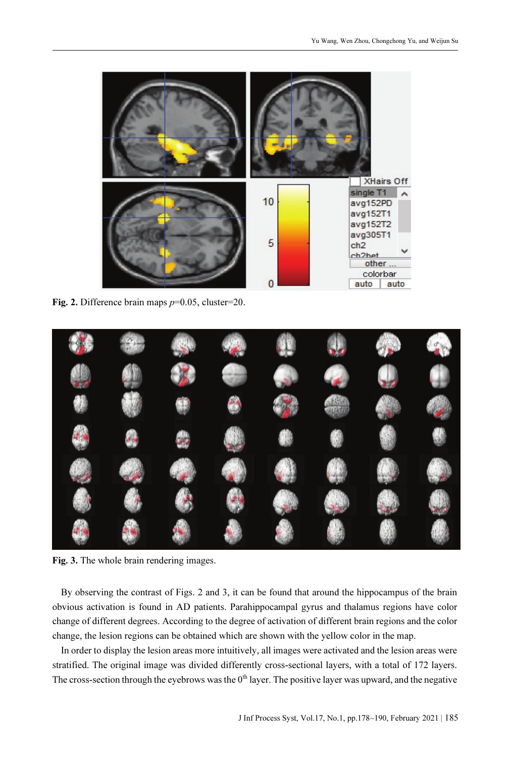**Fig. 2.** Difference brain maps $p$=0.05, cluster=20.

**Fig. 3.** The whole brain rendering images.

By observing the contrast of Figs. 2 and 3, it can be found that around the hippocampus of the brain obvious activation is found in AD patients. Parahippocampal gyrus and thalamus regions have color change of different degrees. According to the degree of activation of different brain regions and the color change, the lesion regions can be obtained which are shown with the yellow color in the map.

In order to display the lesion areas more intuitively, all images were activated and the lesion areas were stratified. The original image was divided differently cross-sectional layers, with a total of 172 layers. The cross-section through the eyebrows was the $0^{th}$ layer. The positive layer was upward, and the negative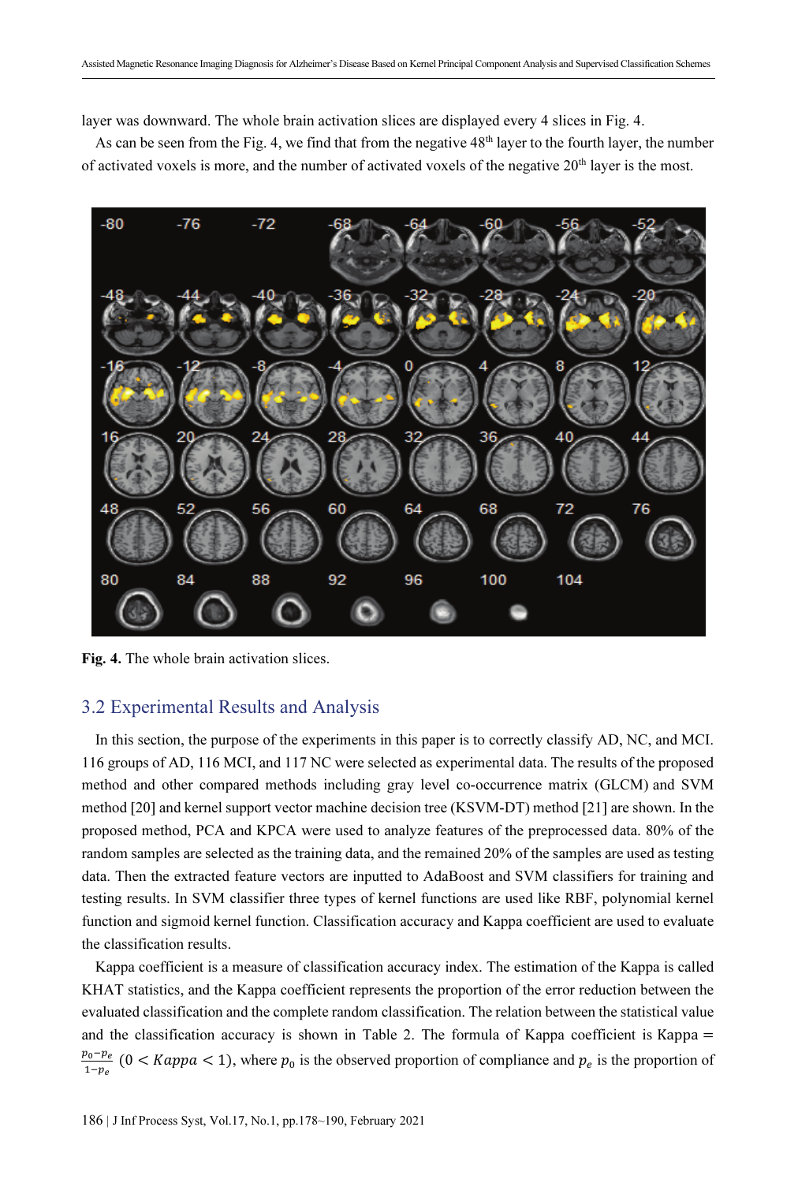layer was downward. The whole brain activation slices are displayed every 4 slices in Fig. 4.

As can be seen from the Fig. 4, we find that from the negative 48th layer to the fourth layer, the number of activated voxels is more, and the number of activated voxels of the negative 20th layer is the most.

**Fig. 4.** The whole brain activation slices.

## 3.2 Experimental Results and Analysis

In this section, the purpose of the experiments in this paper is to correctly classify AD, NC, and MCI. 116 groups of AD, 116 MCI, and 117 NC were selected as experimental data. The results of the proposed method and other compared methods including gray level co-occurrence matrix (GLCM) and SVM method [20] and kernel support vector machine decision tree (KSVM-DT) method [21] are shown. In the proposed method, PCA and KPCA were used to analyze features of the preprocessed data. 80% of the random samples are selected as the training data, and the remained 20% of the samples are used as testing data. Then the extracted feature vectors are inputted to AdaBoost and SVM classifiers for training and testing results. In SVM classifier three types of kernel functions are used like RBF, polynomial kernel function and sigmoid kernel function. Classification accuracy and Kappa coefficient are used to evaluate the classification results.

Kappa coefficient is a measure of classification accuracy index. The estimation of the Kappa is called KHAT statistics, and the Kappa coefficient represents the proportion of the error reduction between the evaluated classification and the complete random classification. The relation between the statistical value and the classification accuracy is shown in Table 2. The formula of Kappa coefficient is $Kappa = \frac{p_0 - p_e}{1 - p_e}$ $(0 < Kappa < 1)$, where $p_0$ is the observed proportion of compliance and $p_e$ is the proportion of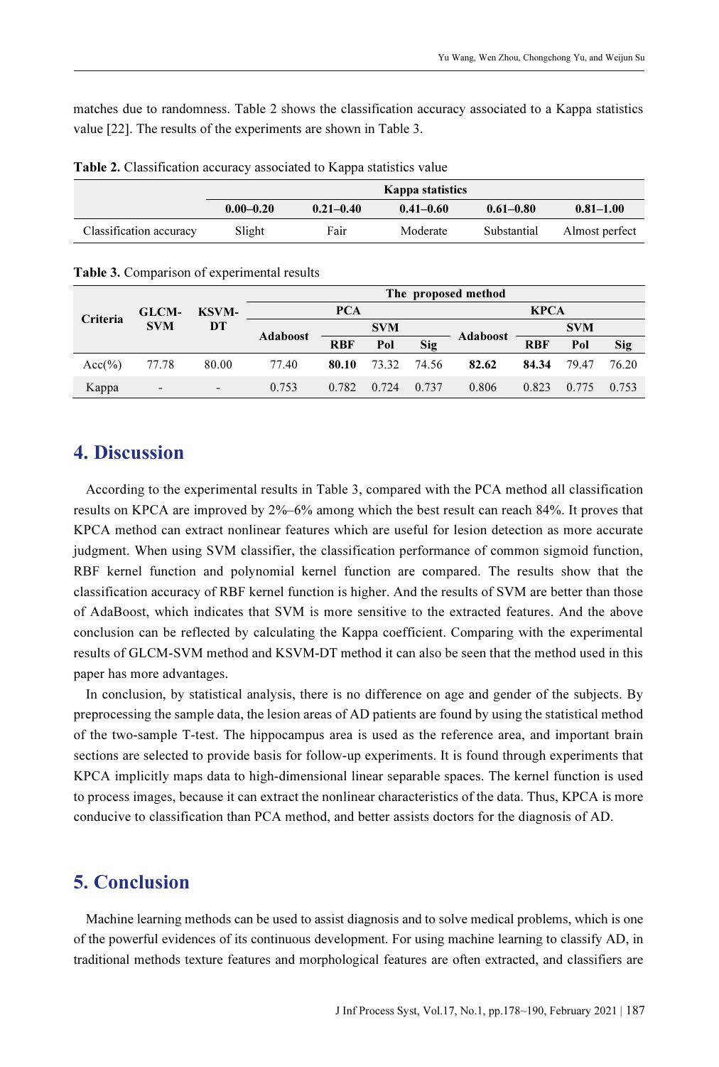matches due to randomness. Table 2 shows the classification accuracy associated to a Kappa statistics value [22]. The results of the experiments are shown in Table 3.

**Table 2.** Classification accuracy associated to Kappa statistics value

| | Kappa statistics | | | | |
|---|---|---|---|---|---|
| | **0.00–0.20** | **0.21–0.40** | **0.41–0.60** | **0.61–0.80** | **0.81–1.00** |
| Classification accuracy | Slight | Fair | Moderate | Substantial | Almost perfect |

**Table 3.** Comparison of experimental results

| Criteria | GLCM-SVM | KSVM-DT | The proposed method | | | | | | | |
|---|---|---|---|---|---|---|---|---|---|---|
| | | | PCA | | | | KPCA | | | |
| | | | Adaboost | SVM | | | Adaboost | SVM | | |
| | | | | RBF | Pol | Sig | | RBF | Pol | Sig |
| Acc(%) | 77.78 | 80.00 | 77.40 | **80.10** | 73.32 | 74.56 | **82.62** | **84.34** | 79.47 | 76.20 |
| Kappa | - | - | 0.753 | 0.782 | 0.724 | 0.737 | 0.806 | 0.823 | 0.775 | 0.753 |

## 4. Discussion

According to the experimental results in Table 3, compared with the PCA method all classification results on KPCA are improved by 2%–6% among which the best result can reach 84%. It proves that KPCA method can extract nonlinear features which are useful for lesion detection as more accurate judgment. When using SVM classifier, the classification performance of common sigmoid function, RBF kernel function and polynomial kernel function are compared. The results show that the classification accuracy of RBF kernel function is higher. And the results of SVM are better than those of AdaBoost, which indicates that SVM is more sensitive to the extracted features. And the above conclusion can be reflected by calculating the Kappa coefficient. Comparing with the experimental results of GLCM-SVM method and KSVM-DT method it can also be seen that the method used in this paper has more advantages.

In conclusion, by statistical analysis, there is no difference on age and gender of the subjects. By preprocessing the sample data, the lesion areas of AD patients are found by using the statistical method of the two-sample T-test. The hippocampus area is used as the reference area, and important brain sections are selected to provide basis for follow-up experiments. It is found through experiments that KPCA implicitly maps data to high-dimensional linear separable spaces. The kernel function is used to process images, because it can extract the nonlinear characteristics of the data. Thus, KPCA is more conducive to classification than PCA method, and better assists doctors for the diagnosis of AD.

## 5. Conclusion

Machine learning methods can be used to assist diagnosis and to solve medical problems, which is one of the powerful evidences of its continuous development. For using machine learning to classify AD, in traditional methods texture features and morphological features are often extracted, and classifiers are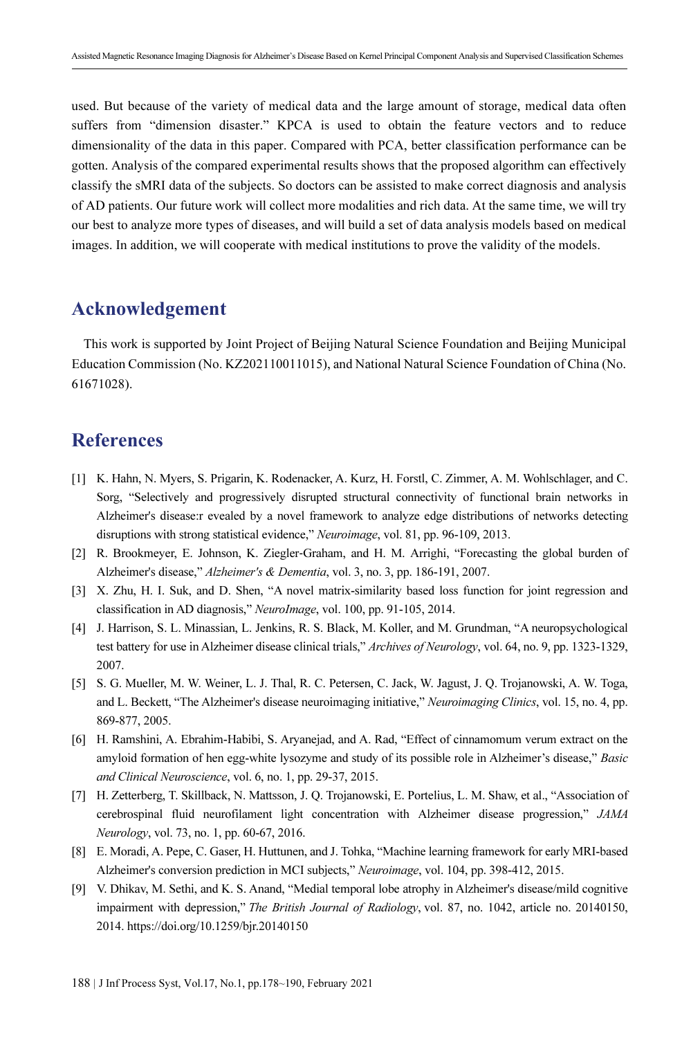used. But because of the variety of medical data and the large amount of storage, medical data often suffers from "dimension disaster." KPCA is used to obtain the feature vectors and to reduce dimensionality of the data in this paper. Compared with PCA, better classification performance can be gotten. Analysis of the compared experimental results shows that the proposed algorithm can effectively classify the sMRI data of the subjects. So doctors can be assisted to make correct diagnosis and analysis of AD patients. Our future work will collect more modalities and rich data. At the same time, we will try our best to analyze more types of diseases, and will build a set of data analysis models based on medical images. In addition, we will cooperate with medical institutions to prove the validity of the models.

## Acknowledgement

This work is supported by Joint Project of Beijing Natural Science Foundation and Beijing Municipal Education Commission (No. KZ202110011015), and National Natural Science Foundation of China (No. 61671028).

## References

[1] K. Hahn, N. Myers, S. Prigarin, K. Rodenacker, A. Kurz, H. Forstl, C. Zimmer, A. M. Wohlschlager, and C. Sorg, "Selectively and progressively disrupted structural connectivity of functional brain networks in Alzheimer's disease:r evealed by a novel framework to analyze edge distributions of networks detecting disruptions with strong statistical evidence," *Neuroimage*, vol. 81, pp. 96-109, 2013.

[2] R. Brookmeyer, E. Johnson, K. Ziegler-Graham, and H. M. Arrighi, "Forecasting the global burden of Alzheimer's disease," *Alzheimer's & Dementia*, vol. 3, no. 3, pp. 186-191, 2007.

[3] X. Zhu, H. I. Suk, and D. Shen, "A novel matrix-similarity based loss function for joint regression and classification in AD diagnosis," *NeuroImage*, vol. 100, pp. 91-105, 2014.

[4] J. Harrison, S. L. Minassian, L. Jenkins, R. S. Black, M. Koller, and M. Grundman, "A neuropsychological test battery for use in Alzheimer disease clinical trials," *Archives of Neurology*, vol. 64, no. 9, pp. 1323-1329, 2007.

[5] S. G. Mueller, M. W. Weiner, L. J. Thal, R. C. Petersen, C. Jack, W. Jagust, J. Q. Trojanowski, A. W. Toga, and L. Beckett, "The Alzheimer's disease neuroimaging initiative," *Neuroimaging Clinics*, vol. 15, no. 4, pp. 869-877, 2005.

[6] H. Ramshini, A. Ebrahim-Habibi, S. Aryanejad, and A. Rad, "Effect of cinnamomum verum extract on the amyloid formation of hen egg-white lysozyme and study of its possible role in Alzheimer's disease," *Basic and Clinical Neuroscience*, vol. 6, no. 1, pp. 29-37, 2015.

[7] H. Zetterberg, T. Skillback, N. Mattsson, J. Q. Trojanowski, E. Portelius, L. M. Shaw, et al., "Association of cerebrospinal fluid neurofilament light concentration with Alzheimer disease progression," *JAMA Neurology*, vol. 73, no. 1, pp. 60-67, 2016.

[8] E. Moradi, A. Pepe, C. Gaser, H. Huttunen, and J. Tohka, "Machine learning framework for early MRI-based Alzheimer's conversion prediction in MCI subjects," *Neuroimage*, vol. 104, pp. 398-412, 2015.

[9] V. Dhikav, M. Sethi, and K. S. Anand, "Medial temporal lobe atrophy in Alzheimer's disease/mild cognitive impairment with depression," *The British Journal of Radiology*, vol. 87, no. 1042, article no. 20140150, 2014. https://doi.org/10.1259/bjr.20140150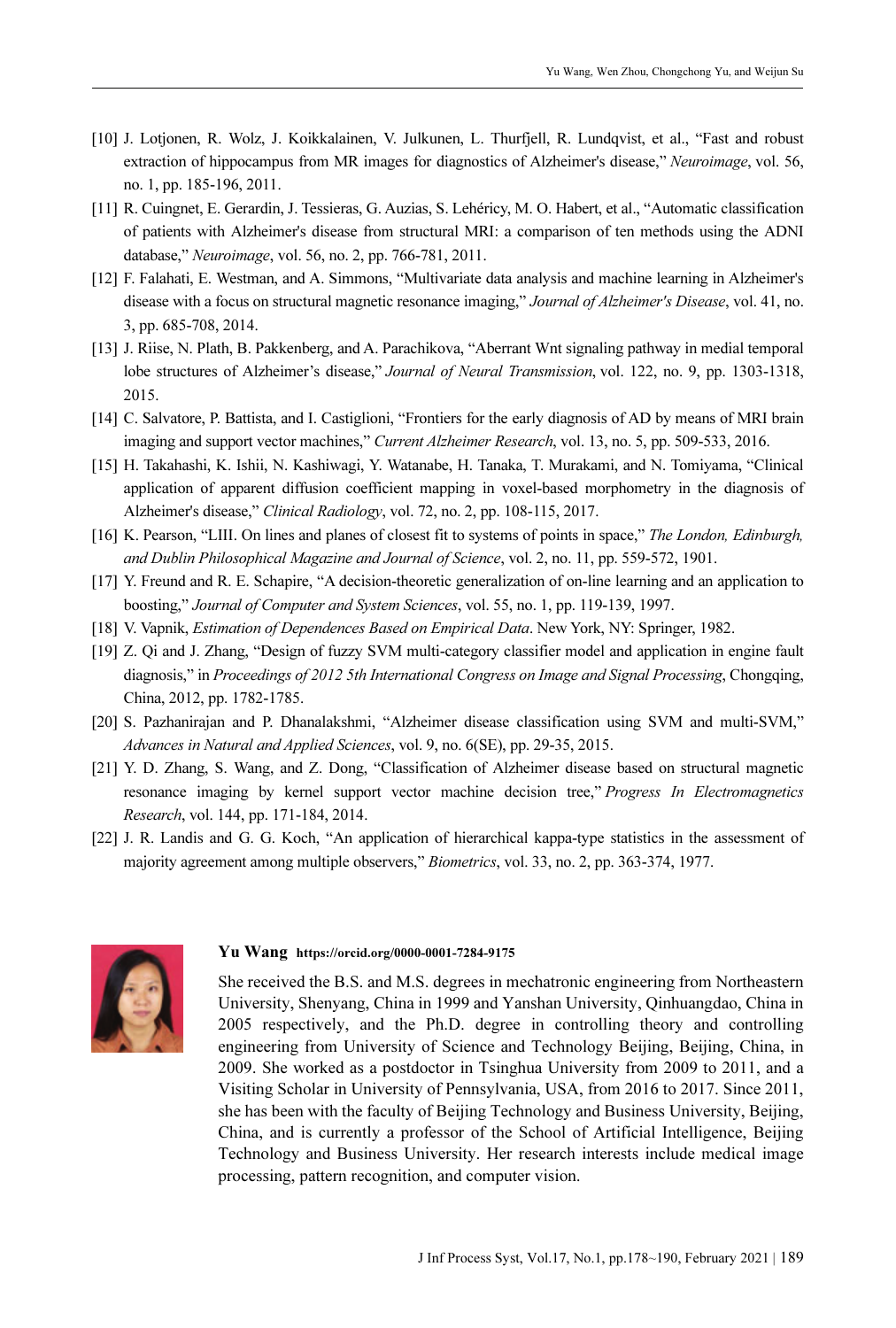[10] J. Lotjonen, R. Wolz, J. Koikkalainen, V. Julkunen, L. Thurfjell, R. Lundqvist, et al., "Fast and robust extraction of hippocampus from MR images for diagnostics of Alzheimer's disease," *Neuroimage*, vol. 56, no. 1, pp. 185-196, 2011.

[11] R. Cuingnet, E. Gerardin, J. Tessieras, G. Auzias, S. Lehéricy, M. O. Habert, et al., "Automatic classification of patients with Alzheimer's disease from structural MRI: a comparison of ten methods using the ADNI database," *Neuroimage*, vol. 56, no. 2, pp. 766-781, 2011.

[12] F. Falahati, E. Westman, and A. Simmons, "Multivariate data analysis and machine learning in Alzheimer's disease with a focus on structural magnetic resonance imaging," *Journal of Alzheimer's Disease*, vol. 41, no. 3, pp. 685-708, 2014.

[13] J. Riise, N. Plath, B. Pakkenberg, and A. Parachikova, "Aberrant Wnt signaling pathway in medial temporal lobe structures of Alzheimer's disease," *Journal of Neural Transmission*, vol. 122, no. 9, pp. 1303-1318, 2015.

[14] C. Salvatore, P. Battista, and I. Castiglioni, "Frontiers for the early diagnosis of AD by means of MRI brain imaging and support vector machines," *Current Alzheimer Research*, vol. 13, no. 5, pp. 509-533, 2016.

[15] H. Takahashi, K. Ishii, N. Kashiwagi, Y. Watanabe, H. Tanaka, T. Murakami, and N. Tomiyama, "Clinical application of apparent diffusion coefficient mapping in voxel-based morphometry in the diagnosis of Alzheimer's disease," *Clinical Radiology*, vol. 72, no. 2, pp. 108-115, 2017.

[16] K. Pearson, "LIII. On lines and planes of closest fit to systems of points in space," *The London, Edinburgh, and Dublin Philosophical Magazine and Journal of Science*, vol. 2, no. 11, pp. 559-572, 1901.

[17] Y. Freund and R. E. Schapire, "A decision-theoretic generalization of on-line learning and an application to boosting," *Journal of Computer and System Sciences*, vol. 55, no. 1, pp. 119-139, 1997.

[18] V. Vapnik, *Estimation of Dependences Based on Empirical Data*. New York, NY: Springer, 1982.

[19] Z. Qi and J. Zhang, "Design of fuzzy SVM multi-category classifier model and application in engine fault diagnosis," in *Proceedings of 2012 5th International Congress on Image and Signal Processing*, Chongqing, China, 2012, pp. 1782-1785.

[20] S. Pazhanirajan and P. Dhanalakshmi, "Alzheimer disease classification using SVM and multi-SVM," *Advances in Natural and Applied Sciences*, vol. 9, no. 6(SE), pp. 29-35, 2015.

[21] Y. D. Zhang, S. Wang, and Z. Dong, "Classification of Alzheimer disease based on structural magnetic resonance imaging by kernel support vector machine decision tree," *Progress In Electromagnetics Research*, vol. 144, pp. 171-184, 2014.

[22] J. R. Landis and G. G. Koch, "An application of hierarchical kappa-type statistics in the assessment of majority agreement among multiple observers," *Biometrics*, vol. 33, no. 2, pp. 363-374, 1977.

**Yu Wang** **https://orcid.org/0000-0001-7284-9175**

She received the B.S. and M.S. degrees in mechatronic engineering from Northeastern University, Shenyang, China in 1999 and Yanshan University, Qinhuangdao, China in 2005 respectively, and the Ph.D. degree in controlling theory and controlling engineering from University of Science and Technology Beijing, Beijing, China, in 2009. She worked as a postdoctor in Tsinghua University from 2009 to 2011, and a Visiting Scholar in University of Pennsylvania, USA, from 2016 to 2017. Since 2011, she has been with the faculty of Beijing Technology and Business University, Beijing, China, and is currently a professor of the School of Artificial Intelligence, Beijing Technology and Business University. Her research interests include medical image processing, pattern recognition, and computer vision.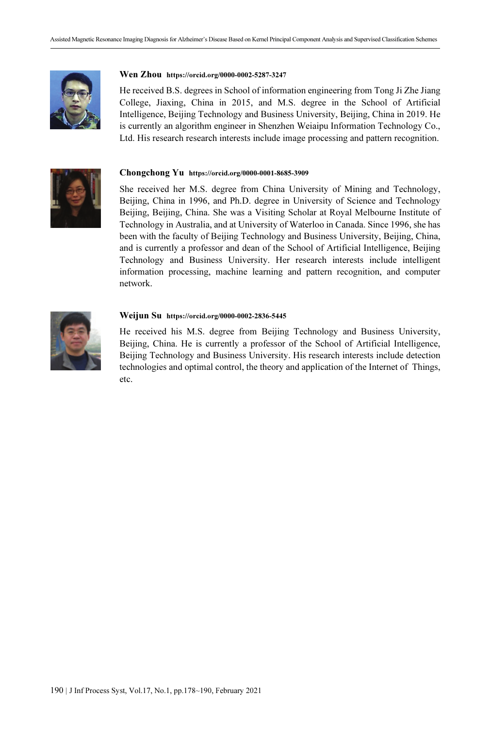**Wen Zhou** https://orcid.org/0000-0002-5287-3247

He received B.S. degrees in School of information engineering from Tong Ji Zhe Jiang College, Jiaxing, China in 2015, and M.S. degree in the School of Artificial Intelligence, Beijing Technology and Business University, Beijing, China in 2019. He is currently an algorithm engineer in Shenzhen Weiaipu Information Technology Co., Ltd. His research research interests include image processing and pattern recognition.

**Chongchong Yu** https://orcid.org/0000-0001-8685-3909

She received her M.S. degree from China University of Mining and Technology, Beijing, China in 1996, and Ph.D. degree in University of Science and Technology Beijing, Beijing, China. She was a Visiting Scholar at Royal Melbourne Institute of Technology in Australia, and at University of Waterloo in Canada. Since 1996, she has been with the faculty of Beijing Technology and Business University, Beijing, China, and is currently a professor and dean of the School of Artificial Intelligence, Beijing Technology and Business University. Her research interests include intelligent information processing, machine learning and pattern recognition, and computer network.

**Weijun Su** https://orcid.org/0000-0002-2836-5445

He received his M.S. degree from Beijing Technology and Business University, Beijing, China. He is currently a professor of the School of Artificial Intelligence, Beijing Technology and Business University. His research interests include detection technologies and optimal control, the theory and application of the Internet of Things, etc.